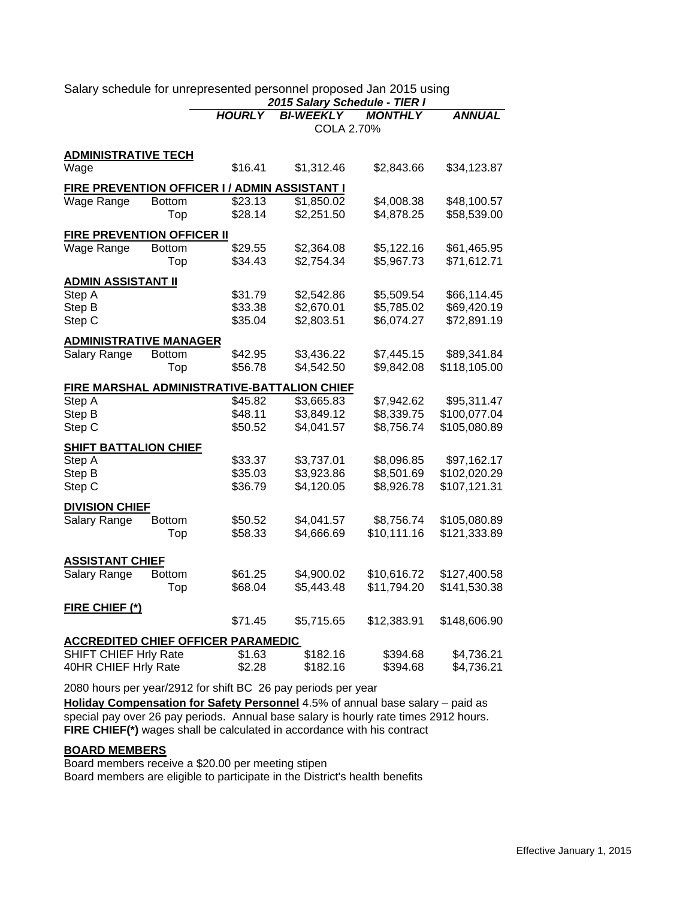Salary schedule for unrepresented personnel proposed Jan 2015 using

| | | 2015 Salary Schedule - TIER I | | | |
|---|---|---|---|---|---|
| | | ***HOURLY*** | ***BI-WEEKLY*** | ***MONTHLY*** | ***ANNUAL*** |
| | | | COLA 2.70% | | |
| **ADMINISTRATIVE TECH** | | | | | |
| Wage | | $16.41 | $1,312.46 | $2,843.66 | $34,123.87 |
| **FIRE PREVENTION OFFICER I / ADMIN ASSISTANT I** | | | | | |
| Wage Range | Bottom | $23.13 | $1,850.02 | $4,008.38 | $48,100.57 |
| | Top | $28.14 | $2,251.50 | $4,878.25 | $58,539.00 |
| **FIRE PREVENTION OFFICER II** | | | | | |
| Wage Range | Bottom | $29.55 | $2,364.08 | $5,122.16 | $61,465.95 |
| | Top | $34.43 | $2,754.34 | $5,967.73 | $71,612.71 |
| **ADMIN ASSISTANT II** | | | | | |
| Step A | | $31.79 | $2,542.86 | $5,509.54 | $66,114.45 |
| Step B | | $33.38 | $2,670.01 | $5,785.02 | $69,420.19 |
| Step C | | $35.04 | $2,803.51 | $6,074.27 | $72,891.19 |
| **ADMINISTRATIVE MANAGER** | | | | | |
| Salary Range | Bottom | $42.95 | $3,436.22 | $7,445.15 | $89,341.84 |
| | Top | $56.78 | $4,542.50 | $9,842.08 | $118,105.00 |
| **FIRE MARSHAL ADMINISTRATIVE-BATTALION CHIEF** | | | | | |
| Step A | | $45.82 | $3,665.83 | $7,942.62 | $95,311.47 |
| Step B | | $48.11 | $3,849.12 | $8,339.75 | $100,077.04 |
| Step C | | $50.52 | $4,041.57 | $8,756.74 | $105,080.89 |
| **SHIFT BATTALION CHIEF** | | | | | |
| Step A | | $33.37 | $3,737.01 | $8,096.85 | $97,162.17 |
| Step B | | $35.03 | $3,923.86 | $8,501.69 | $102,020.29 |
| Step C | | $36.79 | $4,120.05 | $8,926.78 | $107,121.31 |
| **DIVISION CHIEF** | | | | | |
| Salary Range | Bottom | $50.52 | $4,041.57 | $8,756.74 | $105,080.89 |
| | Top | $58.33 | $4,666.69 | $10,111.16 | $121,333.89 |
| **ASSISTANT CHIEF** | | | | | |
| Salary Range | Bottom | $61.25 | $4,900.02 | $10,616.72 | $127,400.58 |
| | Top | $68.04 | $5,443.48 | $11,794.20 | $141,530.38 |
| **FIRE CHIEF (*)** | | | | | |
| | | $71.45 | $5,715.65 | $12,383.91 | $148,606.90 |
| **ACCREDITED CHIEF OFFICER PARAMEDIC** | | | | | |
| SHIFT CHIEF Hrly Rate | | $1.63 | $182.16 | $394.68 | $4,736.21 |
| 40HR CHIEF Hrly Rate | | $2.28 | $182.16 | $394.68 | $4,736.21 |

2080 hours per year/2912 for shift BC 26 pay periods per year

**Holiday Compensation for Safety Personnel** 4.5% of annual base salary – paid as special pay over 26 pay periods. Annual base salary is hourly rate times 2912 hours.

**FIRE CHIEF(*)** wages shall be calculated in accordance with his contract

**BOARD MEMBERS**

Board members receive a $20.00 per meeting stipen

Board members are eligible to participate in the District's health benefits

Effective January 1, 2015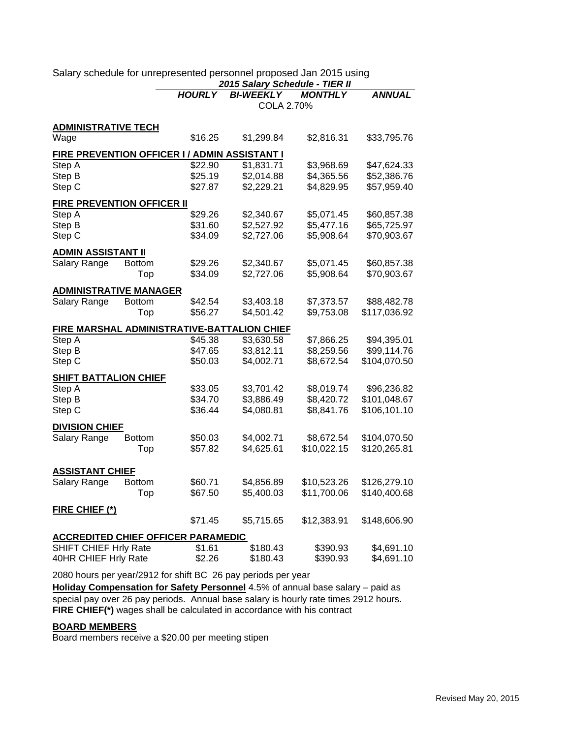Salary schedule for unrepresented personnel proposed Jan 2015 using

| | | ***2015 Salary Schedule - TIER II*** | | | |
|---|---|---|---|---|---|
| | | ***HOURLY*** | ***BI-WEEKLY*** | ***MONTHLY*** | ***ANNUAL*** |
| | | | COLA 2.70% | | |
| **ADMINISTRATIVE TECH** | | | | | |
| Wage | | $16.25 | $1,299.84 | $2,816.31 | $33,795.76 |
| **FIRE PREVENTION OFFICER I / ADMIN ASSISTANT I** | | | | | |
| Step A | | $22.90 | $1,831.71 | $3,968.69 | $47,624.33 |
| Step B | | $25.19 | $2,014.88 | $4,365.56 | $52,386.76 |
| Step C | | $27.87 | $2,229.21 | $4,829.95 | $57,959.40 |
| **FIRE PREVENTION OFFICER II** | | | | | |
| Step A | | $29.26 | $2,340.67 | $5,071.45 | $60,857.38 |
| Step B | | $31.60 | $2,527.92 | $5,477.16 | $65,725.97 |
| Step C | | $34.09 | $2,727.06 | $5,908.64 | $70,903.67 |
| **ADMIN ASSISTANT II** | | | | | |
| Salary Range | Bottom | $29.26 | $2,340.67 | $5,071.45 | $60,857.38 |
| | Top | $34.09 | $2,727.06 | $5,908.64 | $70,903.67 |
| **ADMINISTRATIVE MANAGER** | | | | | |
| Salary Range | Bottom | $42.54 | $3,403.18 | $7,373.57 | $88,482.78 |
| | Top | $56.27 | $4,501.42 | $9,753.08 | $117,036.92 |
| **FIRE MARSHAL ADMINISTRATIVE-BATTALION CHIEF** | | | | | |
| Step A | | $45.38 | $3,630.58 | $7,866.25 | $94,395.01 |
| Step B | | $47.65 | $3,812.11 | $8,259.56 | $99,114.76 |
| Step C | | $50.03 | $4,002.71 | $8,672.54 | $104,070.50 |
| **SHIFT BATTALION CHIEF** | | | | | |
| Step A | | $33.05 | $3,701.42 | $8,019.74 | $96,236.82 |
| Step B | | $34.70 | $3,886.49 | $8,420.72 | $101,048.67 |
| Step C | | $36.44 | $4,080.81 | $8,841.76 | $106,101.10 |
| **DIVISION CHIEF** | | | | | |
| Salary Range | Bottom | $50.03 | $4,002.71 | $8,672.54 | $104,070.50 |
| | Top | $57.82 | $4,625.61 | $10,022.15 | $120,265.81 |
| **ASSISTANT CHIEF** | | | | | |
| Salary Range | Bottom | $60.71 | $4,856.89 | $10,523.26 | $126,279.10 |
| | Top | $67.50 | $5,400.03 | $11,700.06 | $140,400.68 |
| **FIRE CHIEF (*)** | | | | | |
| | | $71.45 | $5,715.65 | $12,383.91 | $148,606.90 |
| **ACCREDITED CHIEF OFFICER PARAMEDIC** | | | | | |
| SHIFT CHIEF Hrly Rate | | $1.61 | $180.43 | $390.93 | $4,691.10 |
| 40HR CHIEF Hrly Rate | | $2.26 | $180.43 | $390.93 | $4,691.10 |

2080 hours per year/2912 for shift BC 26 pay periods per year

**Holiday Compensation for Safety Personnel** 4.5% of annual base salary – paid as special pay over 26 pay periods. Annual base salary is hourly rate times 2912 hours.

**FIRE CHIEF(*)** wages shall be calculated in accordance with his contract

**BOARD MEMBERS**

Board members receive a $20.00 per meeting stipen

Revised May 20, 2015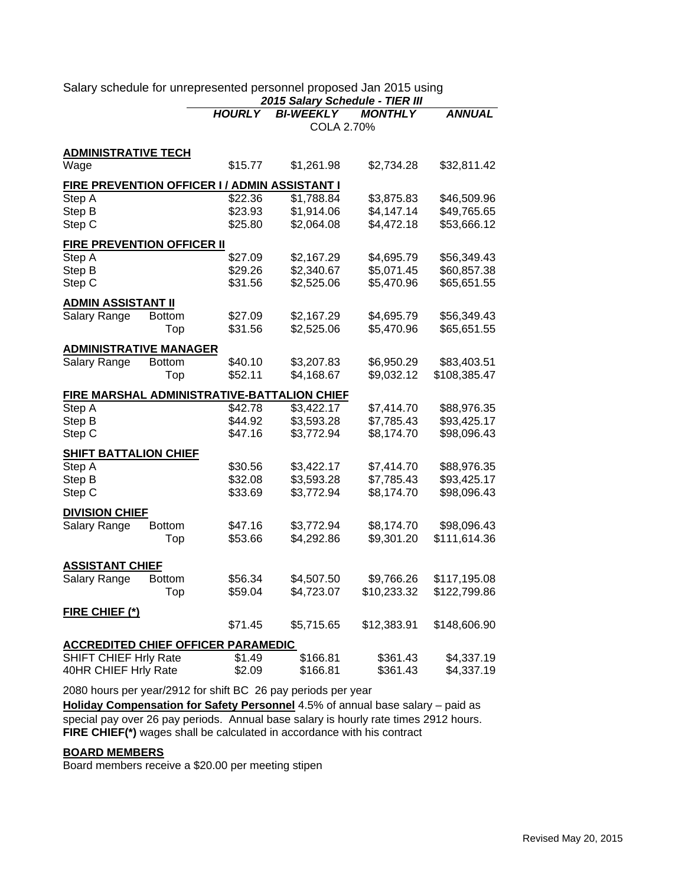Salary schedule for unrepresented personnel proposed Jan 2015 using

| | | *2015 Salary Schedule - TIER III* | | | |
|---|---|---|---|---|---|
| | | ***HOURLY*** | ***BI-WEEKLY*** | ***MONTHLY*** | ***ANNUAL*** |
| | | | COLA 2.70% | | |
| **ADMINISTRATIVE TECH** | | | | | |
| Wage | | $15.77 | $1,261.98 | $2,734.28 | $32,811.42 |
| **FIRE PREVENTION OFFICER I / ADMIN ASSISTANT I** | | | | | |
| Step A | | $22.36 | $1,788.84 | $3,875.83 | $46,509.96 |
| Step B | | $23.93 | $1,914.06 | $4,147.14 | $49,765.65 |
| Step C | | $25.80 | $2,064.08 | $4,472.18 | $53,666.12 |
| **FIRE PREVENTION OFFICER II** | | | | | |
| Step A | | $27.09 | $2,167.29 | $4,695.79 | $56,349.43 |
| Step B | | $29.26 | $2,340.67 | $5,071.45 | $60,857.38 |
| Step C | | $31.56 | $2,525.06 | $5,470.96 | $65,651.55 |
| **ADMIN ASSISTANT II** | | | | | |
| Salary Range | Bottom | $27.09 | $2,167.29 | $4,695.79 | $56,349.43 |
| | Top | $31.56 | $2,525.06 | $5,470.96 | $65,651.55 |
| **ADMINISTRATIVE MANAGER** | | | | | |
| Salary Range | Bottom | $40.10 | $3,207.83 | $6,950.29 | $83,403.51 |
| | Top | $52.11 | $4,168.67 | $9,032.12 | $108,385.47 |
| **FIRE MARSHAL ADMINISTRATIVE-BATTALION CHIEF** | | | | | |
| Step A | | $42.78 | $3,422.17 | $7,414.70 | $88,976.35 |
| Step B | | $44.92 | $3,593.28 | $7,785.43 | $93,425.17 |
| Step C | | $47.16 | $3,772.94 | $8,174.70 | $98,096.43 |
| **SHIFT BATTALION CHIEF** | | | | | |
| Step A | | $30.56 | $3,422.17 | $7,414.70 | $88,976.35 |
| Step B | | $32.08 | $3,593.28 | $7,785.43 | $93,425.17 |
| Step C | | $33.69 | $3,772.94 | $8,174.70 | $98,096.43 |
| **DIVISION CHIEF** | | | | | |
| Salary Range | Bottom | $47.16 | $3,772.94 | $8,174.70 | $98,096.43 |
| | Top | $53.66 | $4,292.86 | $9,301.20 | $111,614.36 |
| **ASSISTANT CHIEF** | | | | | |
| Salary Range | Bottom | $56.34 | $4,507.50 | $9,766.26 | $117,195.08 |
| | Top | $59.04 | $4,723.07 | $10,233.32 | $122,799.86 |
| **FIRE CHIEF (*)** | | | | | |
| | | $71.45 | $5,715.65 | $12,383.91 | $148,606.90 |
| **ACCREDITED CHIEF OFFICER PARAMEDIC** | | | | | |
| SHIFT CHIEF Hrly Rate | | $1.49 | $166.81 | $361.43 | $4,337.19 |
| 40HR CHIEF Hrly Rate | | $2.09 | $166.81 | $361.43 | $4,337.19 |

2080 hours per year/2912 for shift BC 26 pay periods per year

**Holiday Compensation for Safety Personnel** 4.5% of annual base salary – paid as special pay over 26 pay periods. Annual base salary is hourly rate times 2912 hours.

**FIRE CHIEF(*)** wages shall be calculated in accordance with his contract

**BOARD MEMBERS**

Board members receive a $20.00 per meeting stipen

Revised May 20, 2015